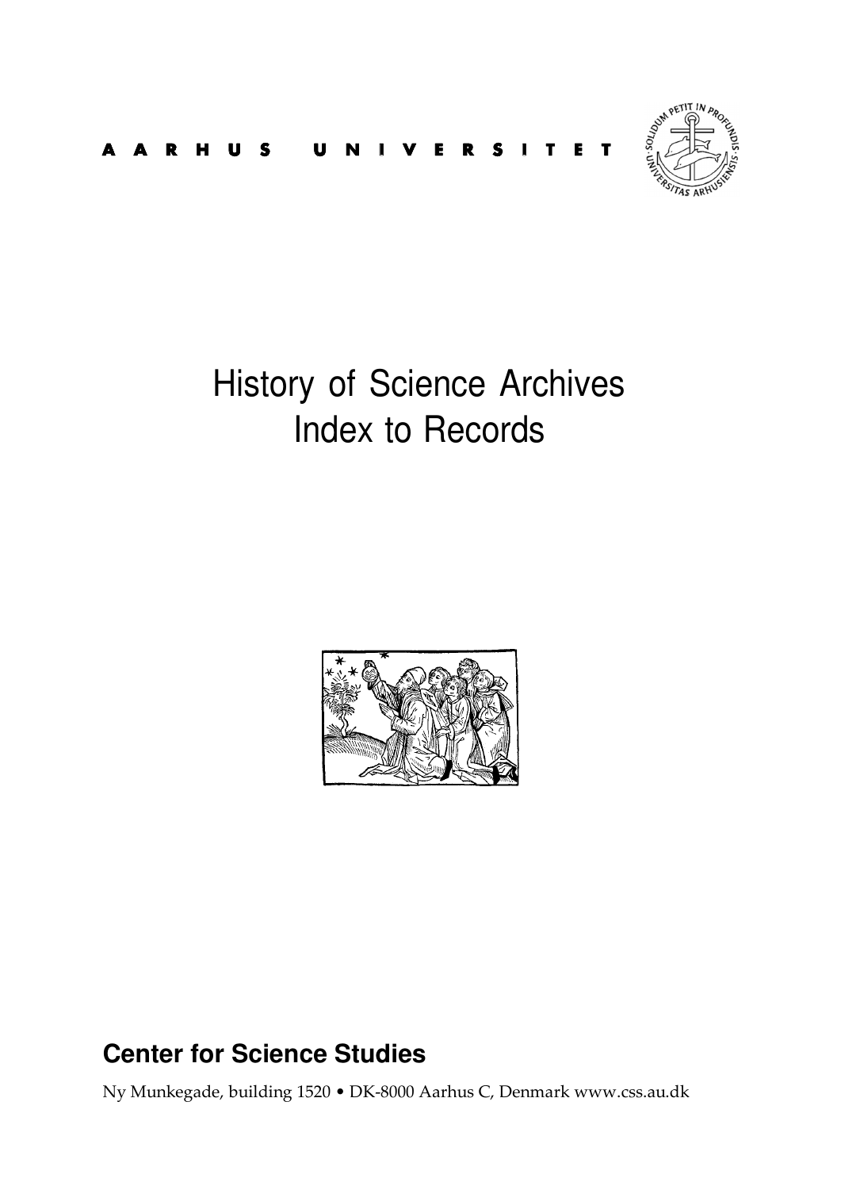AARHUS UNIVERSITET

# History of Science Archives
# Index to Records

## Center for Science Studies

Ny Munkegade, building 1520 • DK-8000 Aarhus C, Denmark www.css.au.dk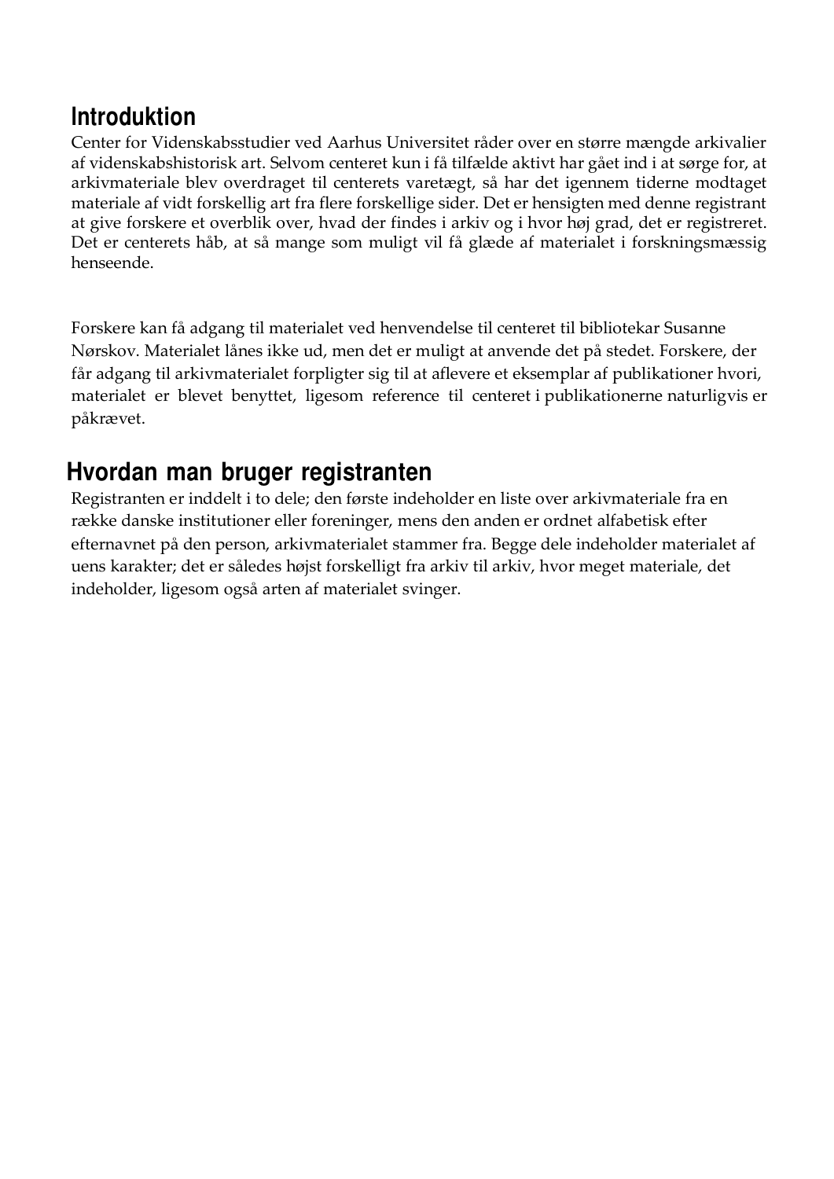## Introduktion

Center for Videnskabsstudier ved Aarhus Universitet råder over en større mængde arkivalier af videnskabshistorisk art. Selvom centeret kun i få tilfælde aktivt har gået ind i at sørge for, at arkivmateriale blev overdraget til centerets varetægt, så har det igennem tiderne modtaget materiale af vidt forskellig art fra flere forskellige sider. Det er hensigten med denne registrant at give forskere et overblik over, hvad der findes i arkiv og i hvor høj grad, det er registreret. Det er centerets håb, at så mange som muligt vil få glæde af materialet i forskningsmæssig henseende.

Forskere kan få adgang til materialet ved henvendelse til centeret til bibliotekar Susanne Nørskov. Materialet lånes ikke ud, men det er muligt at anvende det på stedet. Forskere, der får adgang til arkivmaterialet forpligter sig til at aflevere et eksemplar af publikationer hvori, materialet er blevet benyttet, ligesom reference til centeret i publikationerne naturligvis er påkrævet.

## Hvordan man bruger registranten

Registranten er inddelt i to dele; den første indeholder en liste over arkivmateriale fra en række danske institutioner eller foreninger, mens den anden er ordnet alfabetisk efter efternavnet på den person, arkivmaterialet stammer fra. Begge dele indeholder materialet af uens karakter; det er således højst forskelligt fra arkiv til arkiv, hvor meget materiale, det indeholder, ligesom også arten af materialet svinger.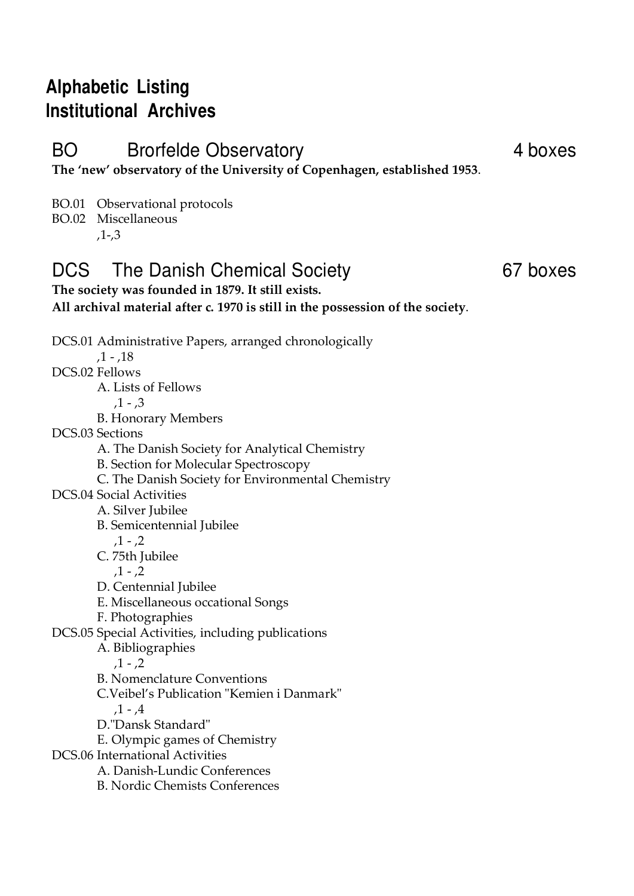# Alphabetic Listing
# Institutional Archives

## BO Brorfelde Observatory — 4 boxes

**The 'new' observatory of the University of Copenhagen, established 1953**.

BO.01 Observational protocols
BO.02 Miscellaneous
,1-,3

## DCS The Danish Chemical Society — 67 boxes

**The society was founded in 1879. It still exists.**
**All archival material after c. 1970 is still in the possession of the society**.

DCS.01 Administrative Papers, arranged chronologically
,1 - ,18
DCS.02 Fellows
- A. Lists of Fellows
  ,1 - ,3
- B. Honorary Members

DCS.03 Sections
- A. The Danish Society for Analytical Chemistry
- B. Section for Molecular Spectroscopy
- C. The Danish Society for Environmental Chemistry

DCS.04 Social Activities
- A. Silver Jubilee
- B. Semicentennial Jubilee
  ,1 - ,2
- C. 75th Jubilee
  ,1 - ,2
- D. Centennial Jubilee
- E. Miscellaneous occational Songs
- F. Photographies

DCS.05 Special Activities, including publications
- A. Bibliographies
  ,1 - ,2
- B. Nomenclature Conventions
- C.Veibel's Publication "Kemien i Danmark"
  ,1 - ,4
- D."Dansk Standard"
- E. Olympic games of Chemistry

DCS.06 International Activities
- A. Danish-Lundic Conferences
- B. Nordic Chemists Conferences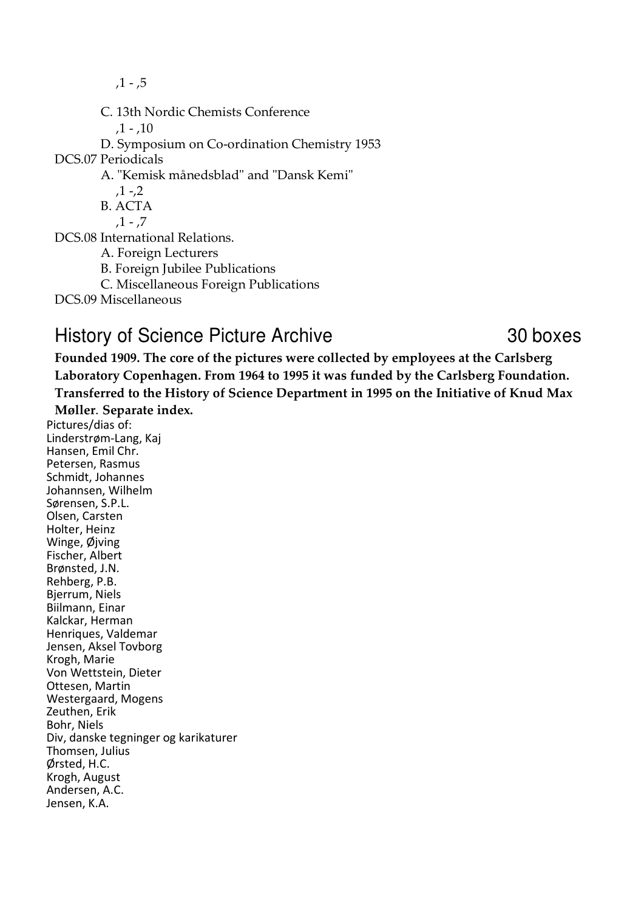,1 - ,5

C. 13th Nordic Chemists Conference

,1 - ,10

D. Symposium on Co-ordination Chemistry 1953

DCS.07 Periodicals

A. "Kemisk månedsblad" and "Dansk Kemi"

,1 -,2

B. ACTA

,1 - ,7

DCS.08 International Relations.

A. Foreign Lecturers

B. Foreign Jubilee Publications

C. Miscellaneous Foreign Publications

DCS.09 Miscellaneous

## History of Science Picture Archive 30 boxes

**Founded 1909. The core of the pictures were collected by employees at the Carlsberg Laboratory Copenhagen. From 1964 to 1995 it was funded by the Carlsberg Foundation. Transferred to the History of Science Department in 1995 on the Initiative of Knud Max Møller**. **Separate index.**

Pictures/dias of:
Linderstrøm-Lang, Kaj
Hansen, Emil Chr.
Petersen, Rasmus
Schmidt, Johannes
Johannsen, Wilhelm
Sørensen, S.P.L.
Olsen, Carsten
Holter, Heinz
Winge, Øjving
Fischer, Albert
Brønsted, J.N.
Rehberg, P.B.
Bjerrum, Niels
Biilmann, Einar
Kalckar, Herman
Henriques, Valdemar
Jensen, Aksel Tovborg
Krogh, Marie
Von Wettstein, Dieter
Ottesen, Martin
Westergaard, Mogens
Zeuthen, Erik
Bohr, Niels
Div, danske tegninger og karikaturer
Thomsen, Julius
Ørsted, H.C.
Krogh, August
Andersen, A.C.
Jensen, K.A.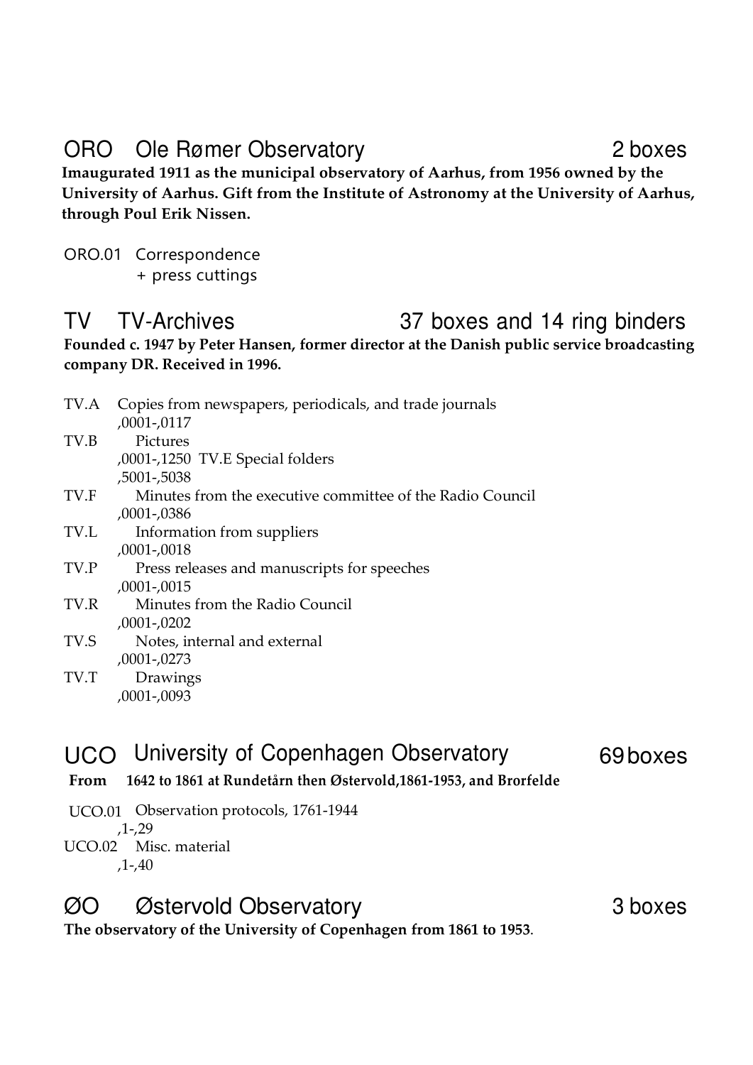## ORO Ole Rømer Observatory 2 boxes

**Imaugurated 1911 as the municipal observatory of Aarhus, from 1956 owned by the University of Aarhus. Gift from the Institute of Astronomy at the University of Aarhus, through Poul Erik Nissen.**

ORO.01 Correspondence
+ press cuttings

## TV TV-Archives 37 boxes and 14 ring binders

**Founded c. 1947 by Peter Hansen, former director at the Danish public service broadcasting company DR. Received in 1996.**

TV.A Copies from newspapers, periodicals, and trade journals
,0001-,0117
TV.B Pictures
,0001-,1250 TV.E Special folders
,5001-,5038
TV.F Minutes from the executive committee of the Radio Council
,0001-,0386
TV.L Information from suppliers
,0001-,0018
TV.P Press releases and manuscripts for speeches
,0001-,0015
TV.R Minutes from the Radio Council
,0001-,0202
TV.S Notes, internal and external
,0001-,0273
TV.T Drawings
,0001-,0093

## UCO University of Copenhagen Observatory 69 boxes

**From 1642 to 1861 at Rundetårn then Østervold,1861-1953, and Brorfelde**

UCO.01 Observation protocols, 1761-1944
,1-,29
UCO.02 Misc. material
,1-,40

## ØO Østervold Observatory 3 boxes

**The observatory of the University of Copenhagen from 1861 to 1953**.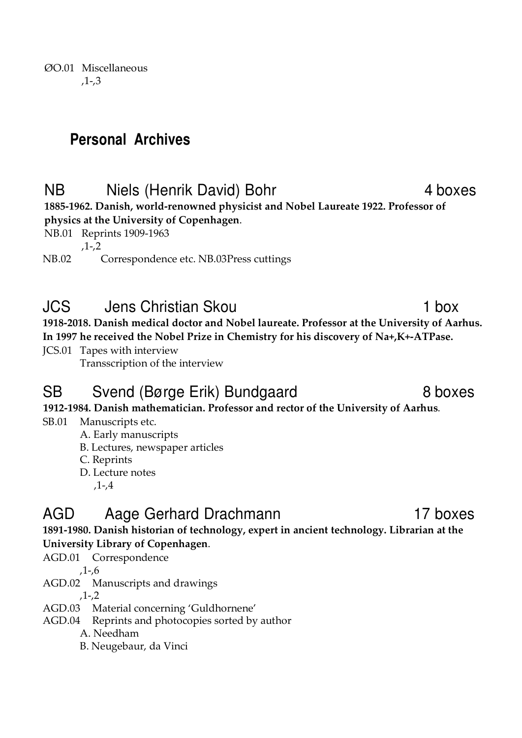ØO.01 Miscellaneous
,1-,3

## Personal Archives

### NB Niels (Henrik David) Bohr 4 boxes

**1885-1962. Danish, world-renowned physicist and Nobel Laureate 1922. Professor of physics at the University of Copenhagen**.

NB.01 Reprints 1909-1963
,1-,2
NB.02 Correspondence etc. NB.03Press cuttings

### JCS Jens Christian Skou 1 box

**1918-2018. Danish medical doctor and Nobel laureate. Professor at the University of Aarhus. In 1997 he received the Nobel Prize in Chemistry for his discovery of Na+,K+-ATPase.**

JCS.01 Tapes with interview
Transscription of the interview

### SB Svend (Børge Erik) Bundgaard 8 boxes

**1912-1984. Danish mathematician. Professor and rector of the University of Aarhus**.

SB.01 Manuscripts etc.
A. Early manuscripts
B. Lectures, newspaper articles
C. Reprints
D. Lecture notes
,1-,4

### AGD Aage Gerhard Drachmann 17 boxes

**1891-1980. Danish historian of technology, expert in ancient technology. Librarian at the University Library of Copenhagen**.

AGD.01 Correspondence
,1-,6
AGD.02 Manuscripts and drawings
,1-,2
AGD.03 Material concerning 'Guldhornene'
AGD.04 Reprints and photocopies sorted by author
A. Needham
B. Neugebaur, da Vinci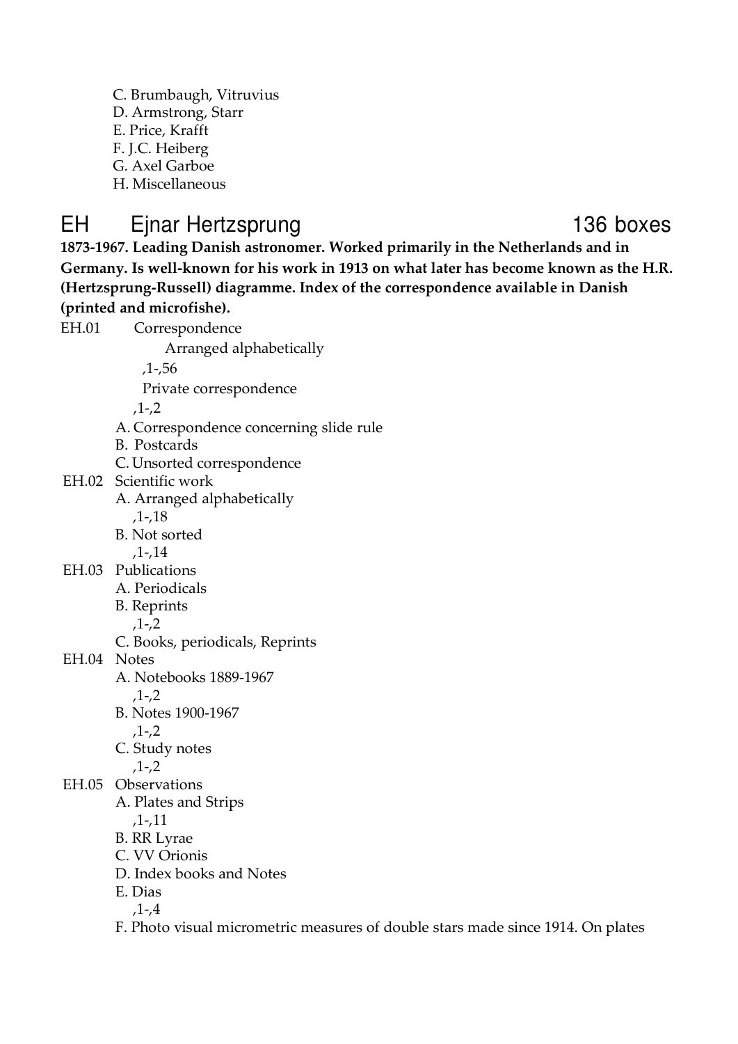C. Brumbaugh, Vitruvius
D. Armstrong, Starr
E. Price, Krafft
F. J.C. Heiberg
G. Axel Garboe
H. Miscellaneous

## EH Ejnar Hertzsprung 136 boxes

**1873-1967. Leading Danish astronomer. Worked primarily in the Netherlands and in Germany. Is well-known for his work in 1913 on what later has become known as the H.R. (Hertzsprung-Russell) diagramme. Index of the correspondence available in Danish (printed and microfishe).**

EH.01 Correspondence
- Arranged alphabetically
  - ,1-,56
- Private correspondence
  - ,1-,2
- A. Correspondence concerning slide rule
- B. Postcards
- C. Unsorted correspondence

EH.02 Scientific work
- A. Arranged alphabetically
  - ,1-,18
- B. Not sorted
  - ,1-,14

EH.03 Publications
- A. Periodicals
- B. Reprints
  - ,1-,2
- C. Books, periodicals, Reprints

EH.04 Notes
- A. Notebooks 1889-1967
  - ,1-,2
- B. Notes 1900-1967
  - ,1-,2
- C. Study notes
  - ,1-,2

EH.05 Observations
- A. Plates and Strips
  - ,1-,11
- B. RR Lyrae
- C. VV Orionis
- D. Index books and Notes
- E. Dias
  - ,1-,4
- F. Photo visual micrometric measures of double stars made since 1914. On plates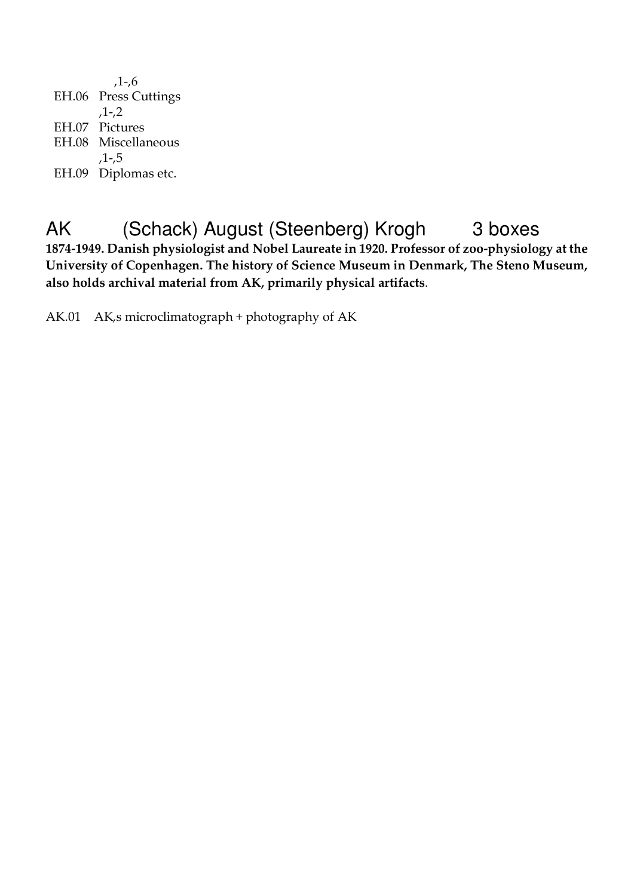,1-,6

EH.06 Press Cuttings

,1-,2

EH.07 Pictures

EH.08 Miscellaneous

,1-,5

EH.09 Diplomas etc.

## AK (Schack) August (Steenberg) Krogh 3 boxes

**1874-1949. Danish physiologist and Nobel Laureate in 1920. Professor of zoo-physiology at the University of Copenhagen. The history of Science Museum in Denmark, The Steno Museum, also holds archival material from AK, primarily physical artifacts**.

AK.01 AK,s microclimatograph + photography of AK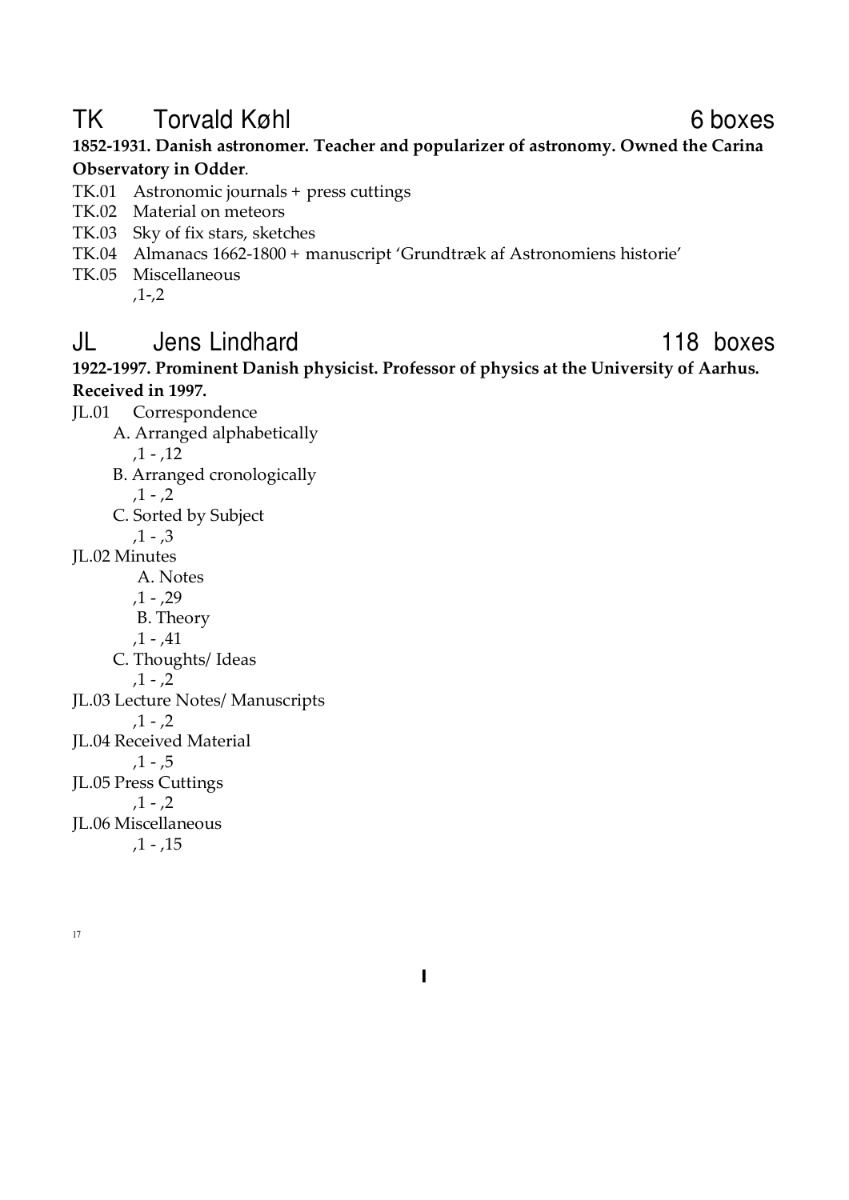## TK Torvald Køhl — 6 boxes

**1852-1931. Danish astronomer. Teacher and popularizer of astronomy. Owned the Carina Observatory in Odder**.

TK.01 Astronomic journals + press cuttings
TK.02 Material on meteors
TK.03 Sky of fix stars, sketches
TK.04 Almanacs 1662-1800 + manuscript 'Grundtræk af Astronomiens historie'
TK.05 Miscellaneous
 ,1-,2

## JL Jens Lindhard — 118 boxes

**1922-1997. Prominent Danish physicist. Professor of physics at the University of Aarhus. Received in 1997.**

JL.01 Correspondence
 A. Arranged alphabetically
  ,1 - ,12
 B. Arranged cronologically
  ,1 - ,2
 C. Sorted by Subject
  ,1 - ,3
JL.02 Minutes
 A. Notes
  ,1 - ,29
 B. Theory
  ,1 - ,41
 C. Thoughts/ Ideas
  ,1 - ,2
JL.03 Lecture Notes/ Manuscripts
  ,1 - ,2
JL.04 Received Material
  ,1 - ,5
JL.05 Press Cuttings
  ,1 - ,2
JL.06 Miscellaneous
  ,1 - ,15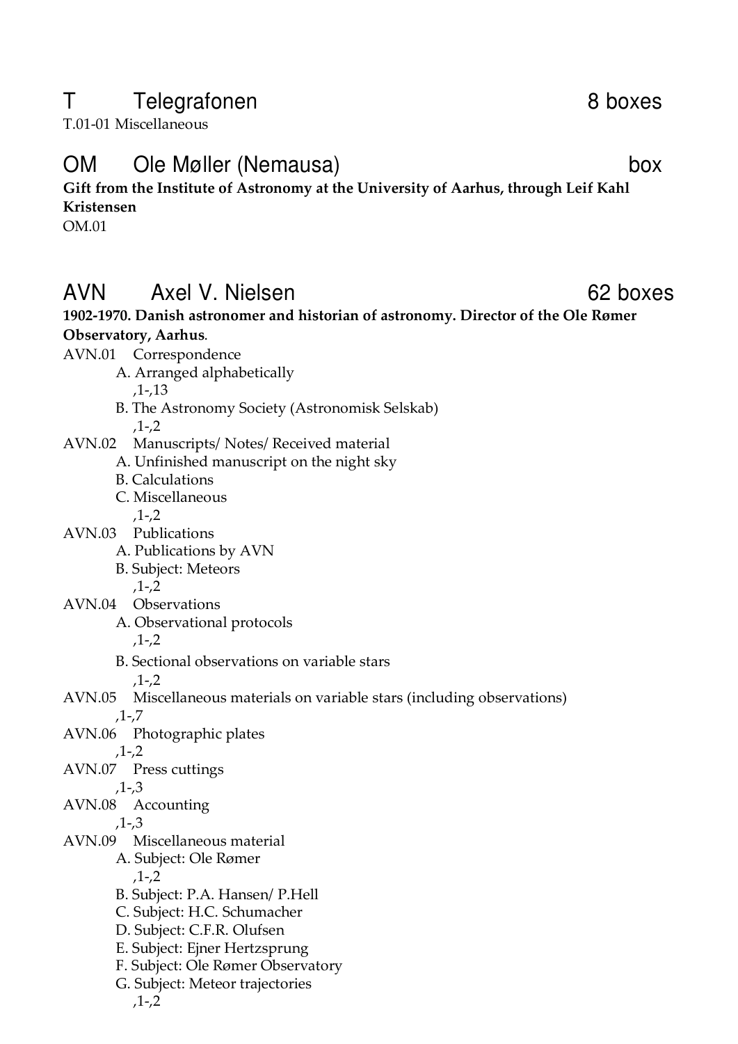## T Telegrafonen 8 boxes

T.01-01 Miscellaneous

## OM Ole Møller (Nemausa) box

**Gift from the Institute of Astronomy at the University of Aarhus, through Leif Kahl Kristensen**

OM.01

## AVN Axel V. Nielsen 62 boxes

**1902-1970. Danish astronomer and historian of astronomy. Director of the Ole Rømer Observatory, Aarhus**.

AVN.01 Correspondence
- A. Arranged alphabetically
  - ,1-,13
- B. The Astronomy Society (Astronomisk Selskab)
  - ,1-,2

AVN.02 Manuscripts/ Notes/ Received material
- A. Unfinished manuscript on the night sky
- B. Calculations
- C. Miscellaneous
  - ,1-,2

AVN.03 Publications
- A. Publications by AVN
- B. Subject: Meteors
  - ,1-,2

AVN.04 Observations
- A. Observational protocols
  - ,1-,2
- B. Sectional observations on variable stars
  - ,1-,2

AVN.05 Miscellaneous materials on variable stars (including observations)
- ,1-,7

AVN.06 Photographic plates
- ,1-,2

AVN.07 Press cuttings
- ,1-,3

AVN.08 Accounting
- ,1-,3

AVN.09 Miscellaneous material
- A. Subject: Ole Rømer
  - ,1-,2
- B. Subject: P.A. Hansen/ P.Hell
- C. Subject: H.C. Schumacher
- D. Subject: C.F.R. Olufsen
- E. Subject: Ejner Hertzsprung
- F. Subject: Ole Rømer Observatory
- G. Subject: Meteor trajectories
  - ,1-,2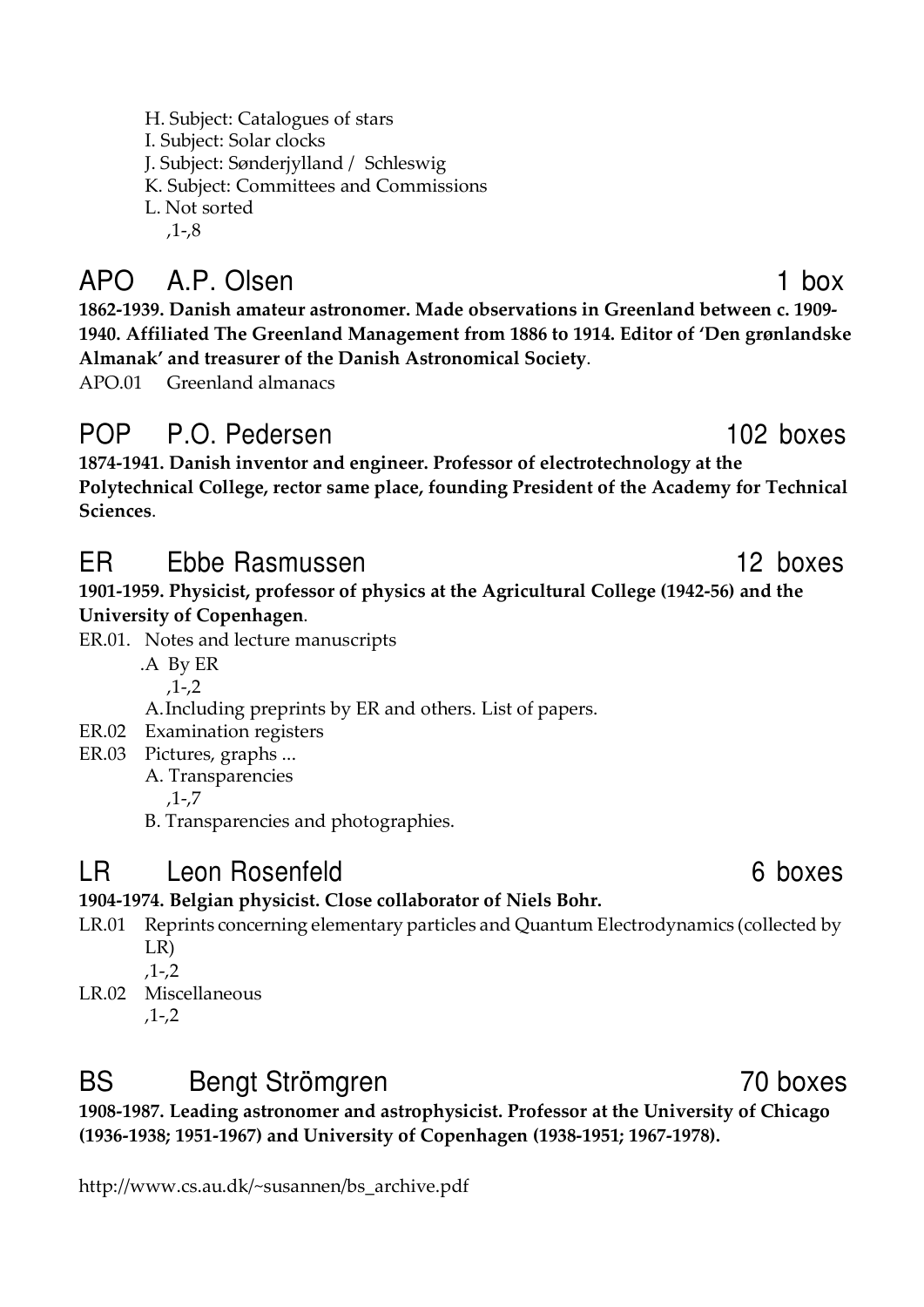H. Subject: Catalogues of stars
I. Subject: Solar clocks
J. Subject: Sønderjylland / Schleswig
K. Subject: Committees and Commissions
L. Not sorted
,1-,8

## APO A.P. Olsen — 1 box

**1862-1939. Danish amateur astronomer. Made observations in Greenland between c. 1909-1940. Affiliated The Greenland Management from 1886 to 1914. Editor of 'Den grønlandske Almanak' and treasurer of the Danish Astronomical Society**.

APO.01 Greenland almanacs

## POP P.O. Pedersen — 102 boxes

**1874-1941. Danish inventor and engineer. Professor of electrotechnology at the Polytechnical College, rector same place, founding President of the Academy for Technical Sciences**.

## ER Ebbe Rasmussen — 12 boxes

**1901-1959. Physicist, professor of physics at the Agricultural College (1942-56) and the University of Copenhagen**.

ER.01. Notes and lecture manuscripts
.A By ER
,1-,2
A. Including preprints by ER and others. List of papers.
ER.02 Examination registers
ER.03 Pictures, graphs ...
A. Transparencies
,1-,7
B. Transparencies and photographies.

## LR Leon Rosenfeld — 6 boxes

**1904-1974. Belgian physicist. Close collaborator of Niels Bohr.**

LR.01 Reprints concerning elementary particles and Quantum Electrodynamics (collected by LR)
,1-,2
LR.02 Miscellaneous
,1-,2

## BS Bengt Strömgren — 70 boxes

**1908-1987. Leading astronomer and astrophysicist. Professor at the University of Chicago (1936-1938; 1951-1967) and University of Copenhagen (1938-1951; 1967-1978).**

http://www.cs.au.dk/~susannen/bs_archive.pdf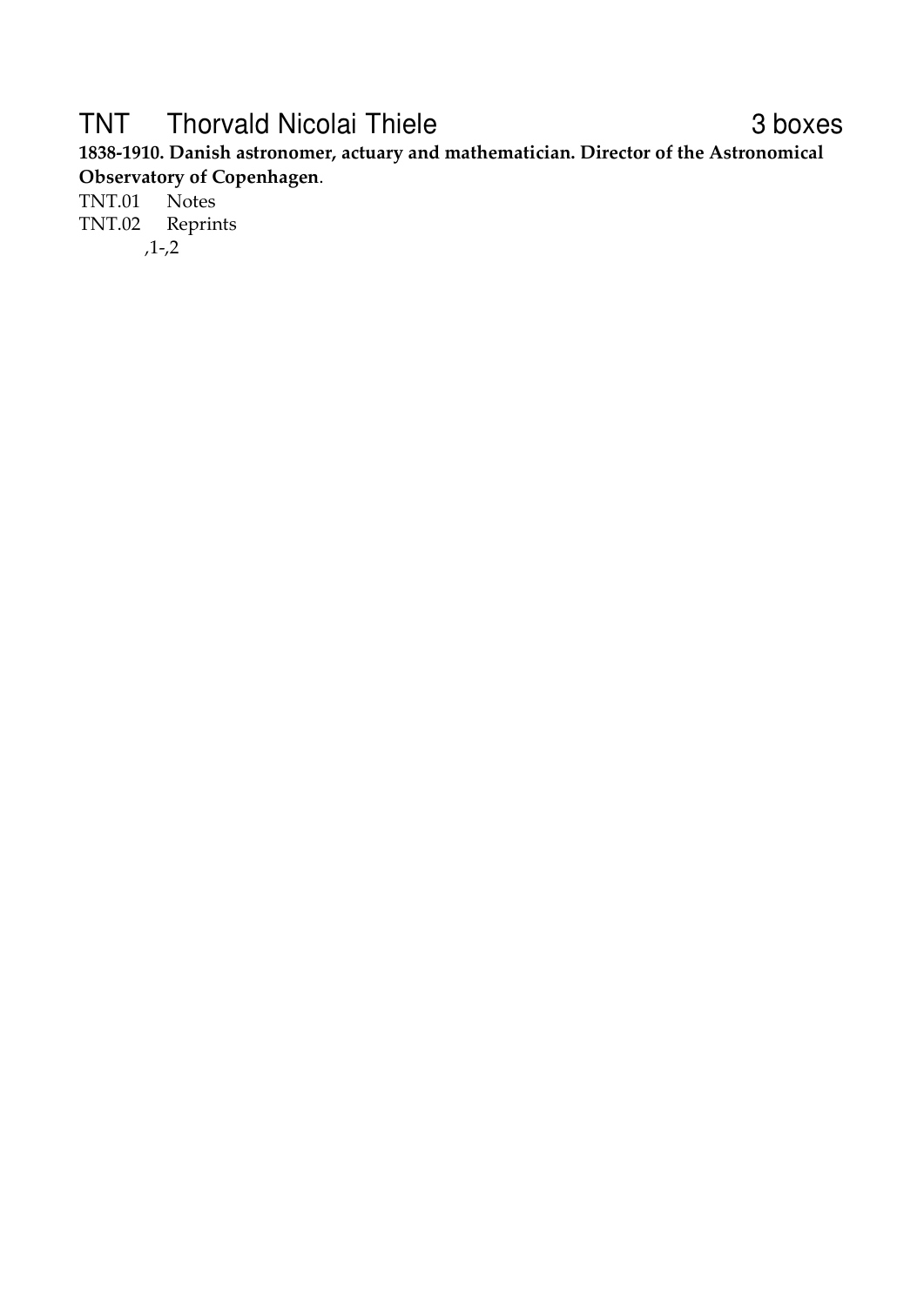## TNT Thorvald Nicolai Thiele 3 boxes

**1838-1910. Danish astronomer, actuary and mathematician. Director of the Astronomical Observatory of Copenhagen**.

TNT.01 Notes

TNT.02 Reprints

,1-,2